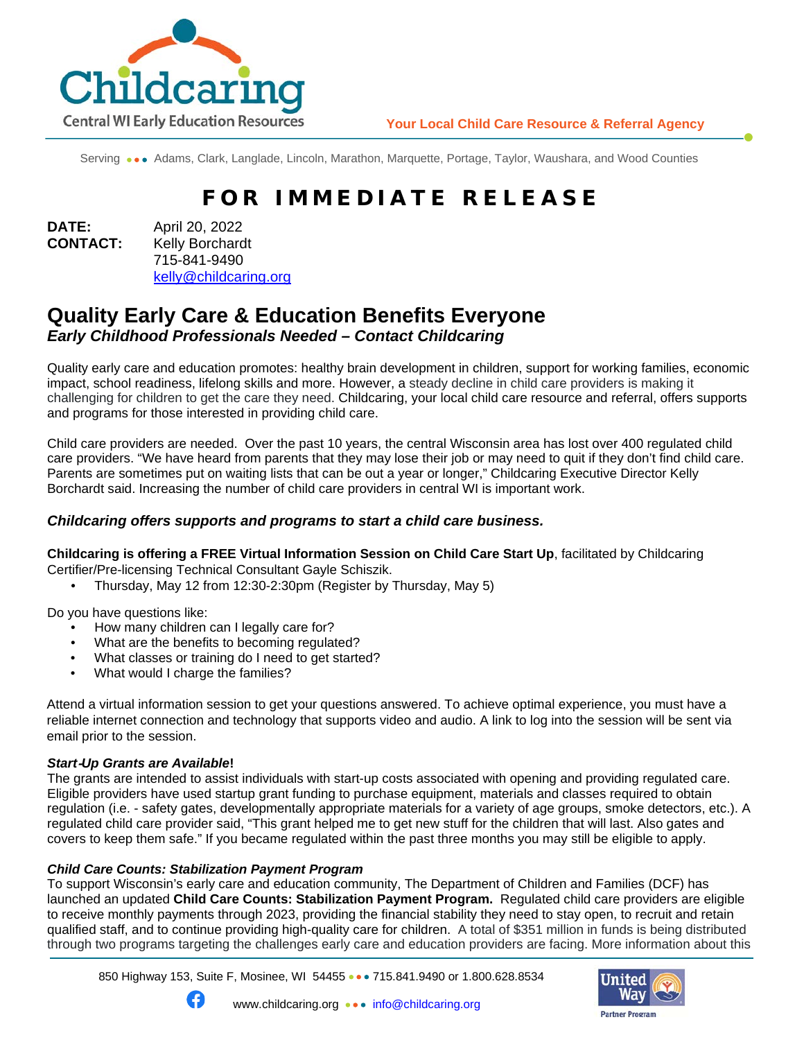Childcaring
Central WI Early Education Resources

**Your Local Child Care Resource & Referral Agency**

Serving • • • Adams, Clark, Langlade, Lincoln, Marathon, Marquette, Portage, Taylor, Waushara, and Wood Counties

# FOR IMMEDIATE RELEASE

**DATE:** April 20, 2022
**CONTACT:** Kelly Borchardt
715-841-9490
kelly@childcaring.org

## Quality Early Care & Education Benefits Everyone

### *Early Childhood Professionals Needed – Contact Childcaring*

Quality early care and education promotes: healthy brain development in children, support for working families, economic impact, school readiness, lifelong skills and more. However, a steady decline in child care providers is making it challenging for children to get the care they need. Childcaring, your local child care resource and referral, offers supports and programs for those interested in providing child care.

Child care providers are needed. Over the past 10 years, the central Wisconsin area has lost over 400 regulated child care providers. "We have heard from parents that they may lose their job or may need to quit if they don't find child care. Parents are sometimes put on waiting lists that can be out a year or longer," Childcaring Executive Director Kelly Borchardt said. Increasing the number of child care providers in central WI is important work.

### *Childcaring offers supports and programs to start a child care business.*

**Childcaring is offering a FREE Virtual Information Session on Child Care Start Up**, facilitated by Childcaring Certifier/Pre-licensing Technical Consultant Gayle Schiszik.

- Thursday, May 12 from 12:30-2:30pm (Register by Thursday, May 5)

Do you have questions like:

- How many children can I legally care for?
- What are the benefits to becoming regulated?
- What classes or training do I need to get started?
- What would I charge the families?

Attend a virtual information session to get your questions answered. To achieve optimal experience, you must have a reliable internet connection and technology that supports video and audio. A link to log into the session will be sent via email prior to the session.

***Start-Up Grants are Available*!**

The grants are intended to assist individuals with start-up costs associated with opening and providing regulated care. Eligible providers have used startup grant funding to purchase equipment, materials and classes required to obtain regulation (i.e. - safety gates, developmentally appropriate materials for a variety of age groups, smoke detectors, etc.). A regulated child care provider said, "This grant helped me to get new stuff for the children that will last. Also gates and covers to keep them safe." If you became regulated within the past three months you may still be eligible to apply.

***Child Care Counts: Stabilization Payment Program***

To support Wisconsin's early care and education community, The Department of Children and Families (DCF) has launched an updated **Child Care Counts: Stabilization Payment Program.** Regulated child care providers are eligible to receive monthly payments through 2023, providing the financial stability they need to stay open, to recruit and retain qualified staff, and to continue providing high-quality care for children. A total of $351 million in funds is being distributed through two programs targeting the challenges early care and education providers are facing. More information about this

850 Highway 153, Suite F, Mosinee, WI 54455 • • • 715.841.9490 or 1.800.628.8534
www.childcaring.org • • • info@childcaring.org

United Way Partner Program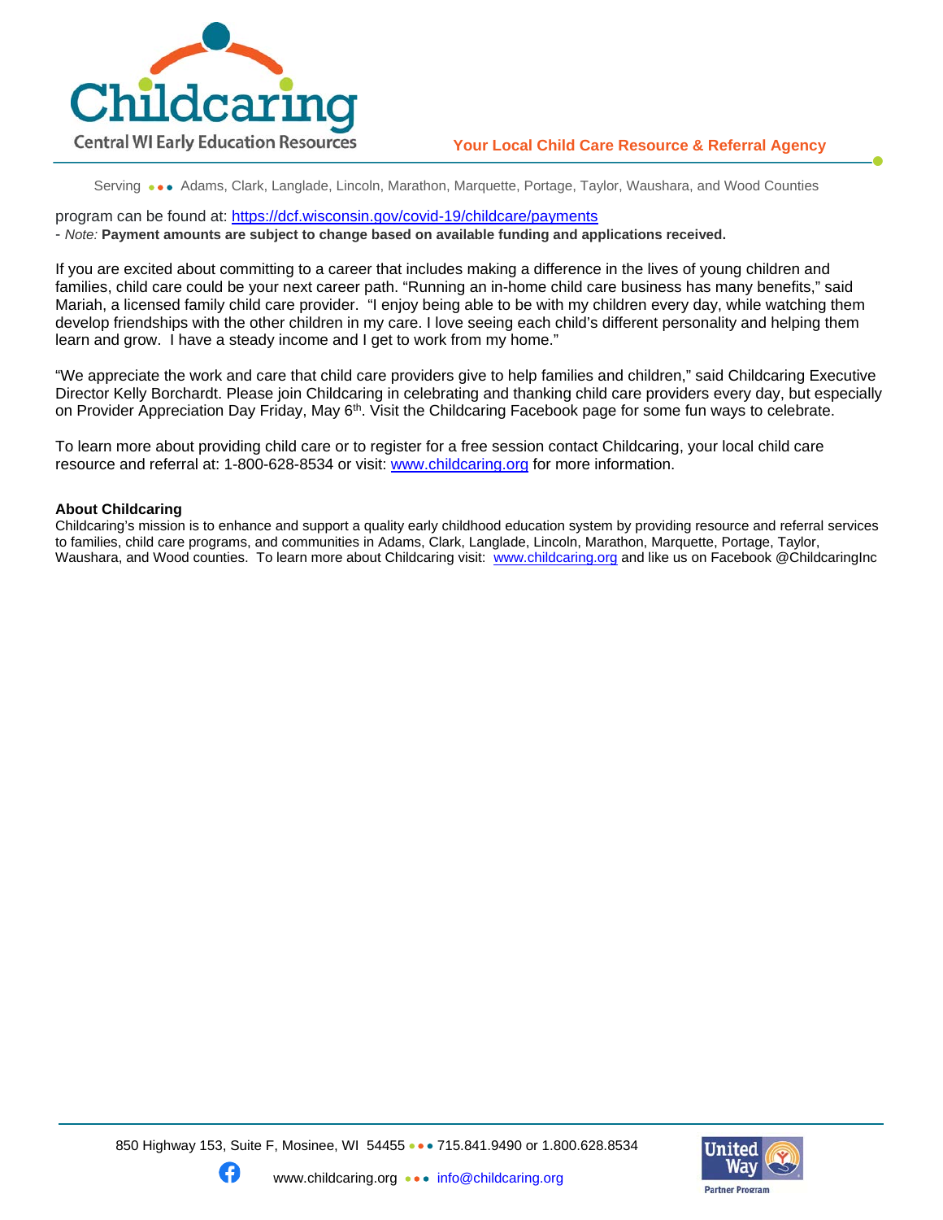program can be found at: https://dcf.wisconsin.gov/covid-19/childcare/payments
- *Note:* **Payment amounts are subject to change based on available funding and applications received.**

If you are excited about committing to a career that includes making a difference in the lives of young children and families, child care could be your next career path. "Running an in-home child care business has many benefits," said Mariah, a licensed family child care provider. "I enjoy being able to be with my children every day, while watching them develop friendships with the other children in my care. I love seeing each child's different personality and helping them learn and grow. I have a steady income and I get to work from my home."

"We appreciate the work and care that child care providers give to help families and children," said Childcaring Executive Director Kelly Borchardt. Please join Childcaring in celebrating and thanking child care providers every day, but especially on Provider Appreciation Day Friday, May 6th. Visit the Childcaring Facebook page for some fun ways to celebrate.

To learn more about providing child care or to register for a free session contact Childcaring, your local child care resource and referral at: 1-800-628-8534 or visit: www.childcaring.org for more information.

**About Childcaring**

Childcaring's mission is to enhance and support a quality early childhood education system by providing resource and referral services to families, child care programs, and communities in Adams, Clark, Langlade, Lincoln, Marathon, Marquette, Portage, Taylor, Waushara, and Wood counties. To learn more about Childcaring visit: www.childcaring.org and like us on Facebook @ChildcaringInc